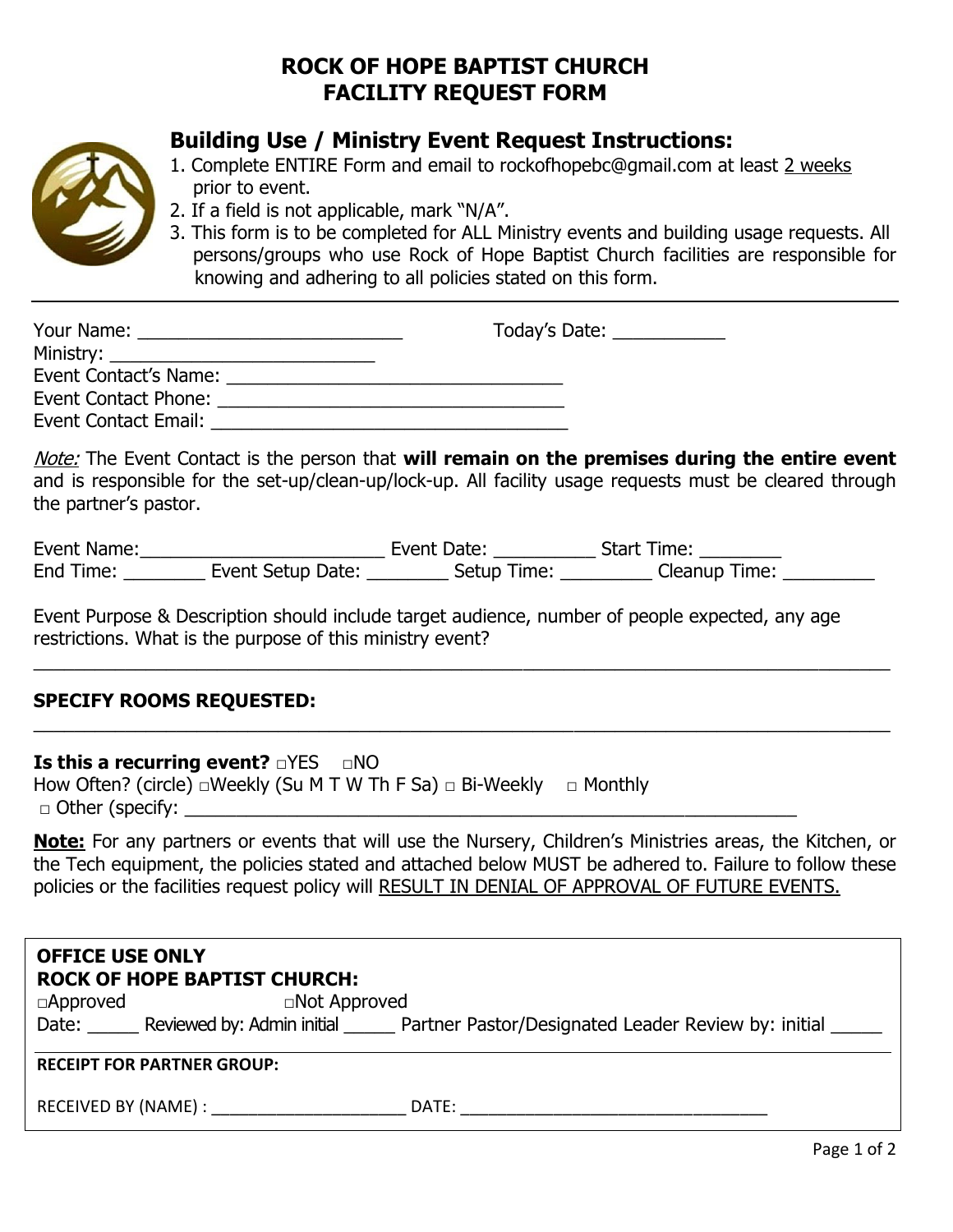# ROCK OF HOPE BAPTIST CHURCH
# FACILITY REQUEST FORM

## Building Use / Ministry Event Request Instructions:

1. Complete ENTIRE Form and email to rockofhopebc@gmail.com at least 2 weeks prior to event.
2. If a field is not applicable, mark "N/A".
3. This form is to be completed for ALL Ministry events and building usage requests. All persons/groups who use Rock of Hope Baptist Church facilities are responsible for knowing and adhering to all policies stated on this form.

---

Your Name: __________________________ Today's Date: ___________

Ministry: __________________________

Event Contact's Name: _________________________________

Event Contact Phone: __________________________________

Event Contact Email: ___________________________________

*Note:* The Event Contact is the person that **will remain on the premises during the entire event** and is responsible for the set-up/clean-up/lock-up. All facility usage requests must be cleared through the partner's pastor.

Event Name:________________________ Event Date: __________ Start Time: ________

End Time: ________ Event Setup Date: ________ Setup Time: _________ Cleanup Time: _________

Event Purpose & Description should include target audience, number of people expected, any age restrictions. What is the purpose of this ministry event?

_____________________________________________________________________________________

**SPECIFY ROOMS REQUESTED:**

_____________________________________________________________________________________

**Is this a recurring event?** □YES □NO

How Often? (circle) □Weekly (Su M T W Th F Sa) □ Bi-Weekly □ Monthly

□ Other (specify: ____________________________________________________________

**Note:** For any partners or events that will use the Nursery, Children's Ministries areas, the Kitchen, or the Tech equipment, the policies stated and attached below MUST be adhered to. Failure to follow these policies or the facilities request policy will RESULT IN DENIAL OF APPROVAL OF FUTURE EVENTS.

---

**OFFICE USE ONLY**
**ROCK OF HOPE BAPTIST CHURCH:**

□Approved □Not Approved

Date: _____ Reviewed by: Admin initial _____ Partner Pastor/Designated Leader Review by: initial _____

**RECEIPT FOR PARTNER GROUP:**

RECEIVED BY (NAME) : _____________________ DATE: _________________________________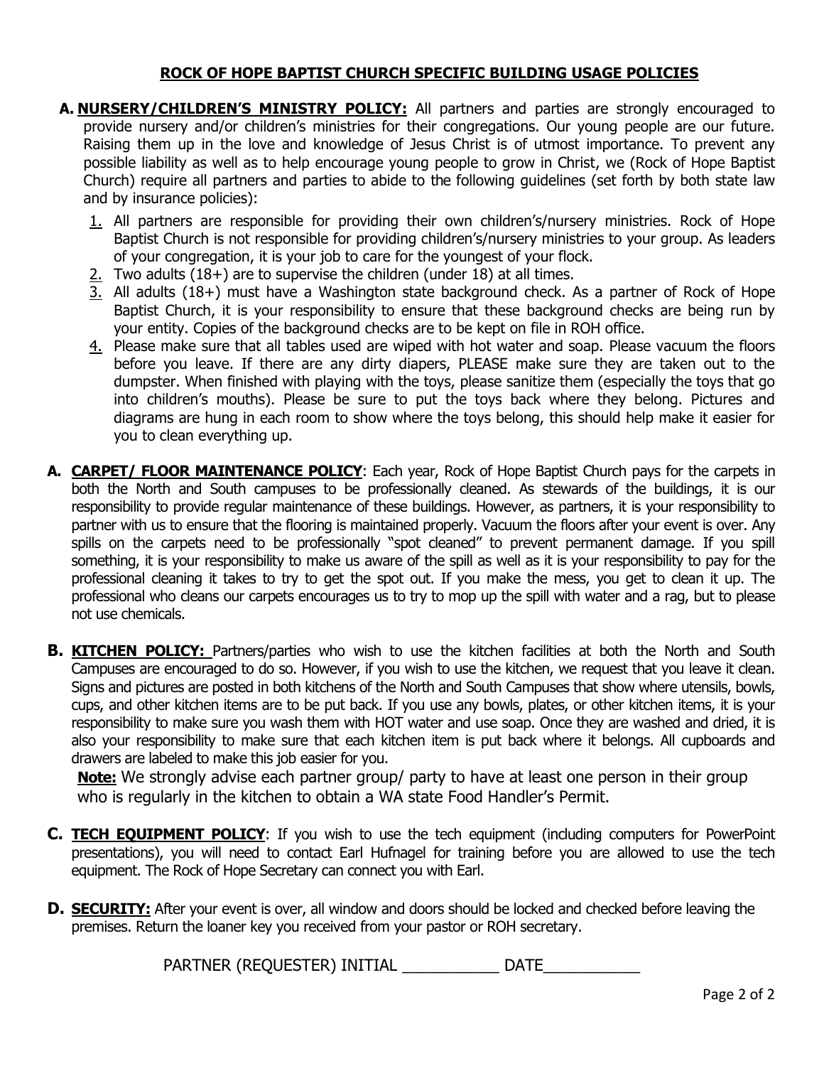## ROCK OF HOPE BAPTIST CHURCH SPECIFIC BUILDING USAGE POLICIES

**A. NURSERY/CHILDREN'S MINISTRY POLICY:** All partners and parties are strongly encouraged to provide nursery and/or children's ministries for their congregations. Our young people are our future. Raising them up in the love and knowledge of Jesus Christ is of utmost importance. To prevent any possible liability as well as to help encourage young people to grow in Christ, we (Rock of Hope Baptist Church) require all partners and parties to abide to the following guidelines (set forth by both state law and by insurance policies):

1. All partners are responsible for providing their own children's/nursery ministries. Rock of Hope Baptist Church is not responsible for providing children's/nursery ministries to your group. As leaders of your congregation, it is your job to care for the youngest of your flock.
2. Two adults (18+) are to supervise the children (under 18) at all times.
3. All adults (18+) must have a Washington state background check. As a partner of Rock of Hope Baptist Church, it is your responsibility to ensure that these background checks are being run by your entity. Copies of the background checks are to be kept on file in ROH office.
4. Please make sure that all tables used are wiped with hot water and soap. Please vacuum the floors before you leave. If there are any dirty diapers, PLEASE make sure they are taken out to the dumpster. When finished with playing with the toys, please sanitize them (especially the toys that go into children's mouths). Please be sure to put the toys back where they belong. Pictures and diagrams are hung in each room to show where the toys belong, this should help make it easier for you to clean everything up.

**A. CARPET/ FLOOR MAINTENANCE POLICY**: Each year, Rock of Hope Baptist Church pays for the carpets in both the North and South campuses to be professionally cleaned. As stewards of the buildings, it is our responsibility to provide regular maintenance of these buildings. However, as partners, it is your responsibility to partner with us to ensure that the flooring is maintained properly. Vacuum the floors after your event is over. Any spills on the carpets need to be professionally "spot cleaned" to prevent permanent damage. If you spill something, it is your responsibility to make us aware of the spill as well as it is your responsibility to pay for the professional cleaning it takes to try to get the spot out. If you make the mess, you get to clean it up. The professional who cleans our carpets encourages us to try to mop up the spill with water and a rag, but to please not use chemicals.

**B. KITCHEN POLICY:** Partners/parties who wish to use the kitchen facilities at both the North and South Campuses are encouraged to do so. However, if you wish to use the kitchen, we request that you leave it clean. Signs and pictures are posted in both kitchens of the North and South Campuses that show where utensils, bowls, cups, and other kitchen items are to be put back. If you use any bowls, plates, or other kitchen items, it is your responsibility to make sure you wash them with HOT water and use soap. Once they are washed and dried, it is also your responsibility to make sure that each kitchen item is put back where it belongs. All cupboards and drawers are labeled to make this job easier for you.

**Note:** We strongly advise each partner group/ party to have at least one person in their group who is regularly in the kitchen to obtain a WA state Food Handler's Permit.

**C. TECH EQUIPMENT POLICY**: If you wish to use the tech equipment (including computers for PowerPoint presentations), you will need to contact Earl Hufnagel for training before you are allowed to use the tech equipment. The Rock of Hope Secretary can connect you with Earl.

**D. SECURITY:** After your event is over, all window and doors should be locked and checked before leaving the premises. Return the loaner key you received from your pastor or ROH secretary.

PARTNER (REQUESTER) INITIAL ___________ DATE___________